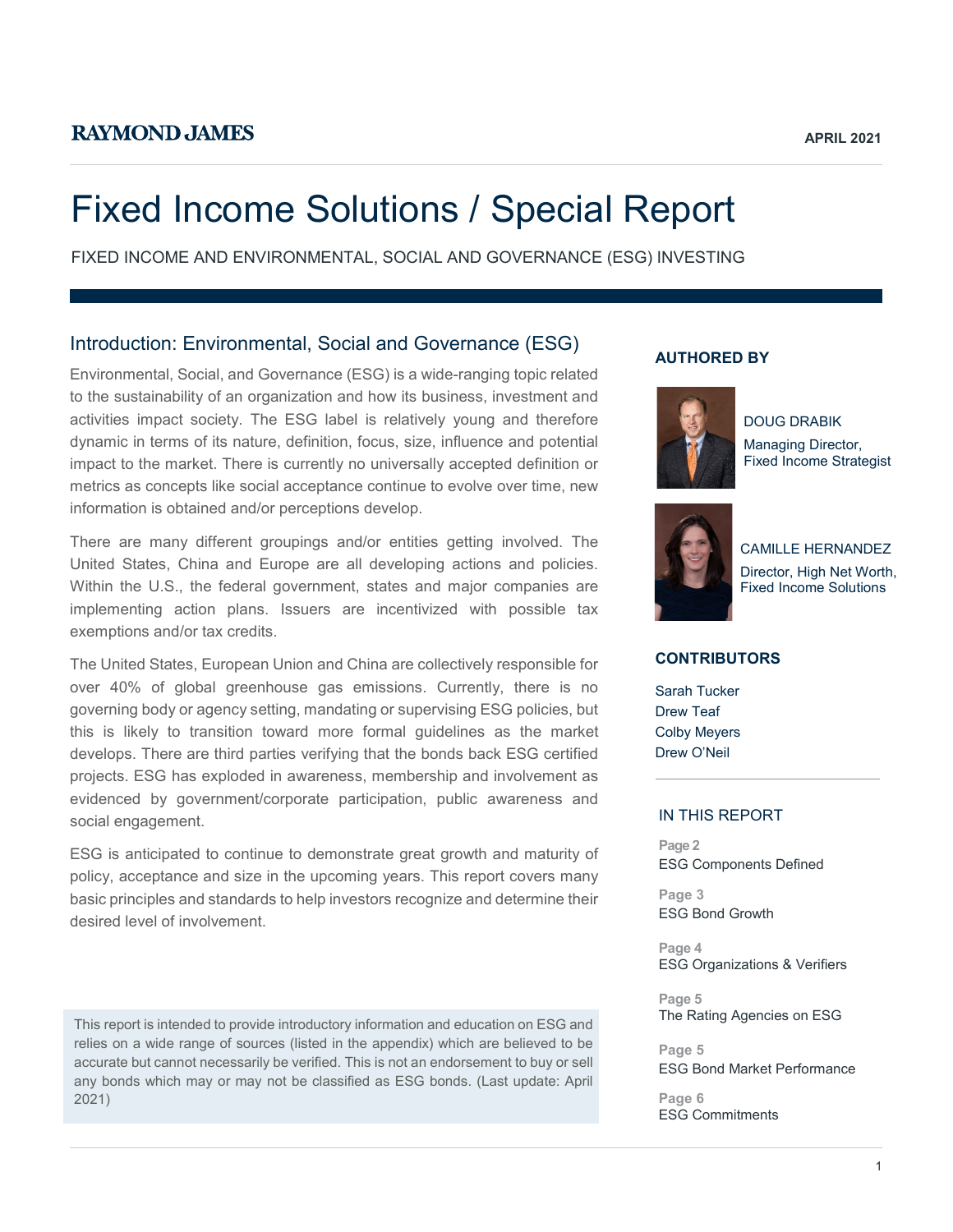RAYMOND JAMES

APRIL 2021

# Fixed Income Solutions / Special Report

FIXED INCOME AND ENVIRONMENTAL, SOCIAL AND GOVERNANCE (ESG) INVESTING

## Introduction: Environmental, Social and Governance (ESG)

Environmental, Social, and Governance (ESG) is a wide-ranging topic related to the sustainability of an organization and how its business, investment and activities impact society. The ESG label is relatively young and therefore dynamic in terms of its nature, definition, focus, size, influence and potential impact to the market. There is currently no universally accepted definition or metrics as concepts like social acceptance continue to evolve over time, new information is obtained and/or perceptions develop.

There are many different groupings and/or entities getting involved. The United States, China and Europe are all developing actions and policies. Within the U.S., the federal government, states and major companies are implementing action plans. Issuers are incentivized with possible tax exemptions and/or tax credits.

The United States, European Union and China are collectively responsible for over 40% of global greenhouse gas emissions. Currently, there is no governing body or agency setting, mandating or supervising ESG policies, but this is likely to transition toward more formal guidelines as the market develops. There are third parties verifying that the bonds back ESG certified projects. ESG has exploded in awareness, membership and involvement as evidenced by government/corporate participation, public awareness and social engagement.

ESG is anticipated to continue to demonstrate great growth and maturity of policy, acceptance and size in the upcoming years. This report covers many basic principles and standards to help investors recognize and determine their desired level of involvement.

This report is intended to provide introductory information and education on ESG and relies on a wide range of sources (listed in the appendix) which are believed to be accurate but cannot necessarily be verified. This is not an endorsement to buy or sell any bonds which may or may not be classified as ESG bonds. (Last update: April 2021)

### AUTHORED BY

DOUG DRABIK
Managing Director,
Fixed Income Strategist

CAMILLE HERNANDEZ
Director, High Net Worth,
Fixed Income Solutions

### CONTRIBUTORS

Sarah Tucker
Drew Teaf
Colby Meyers
Drew O'Neil

### IN THIS REPORT

Page 2
ESG Components Defined

Page 3
ESG Bond Growth

Page 4
ESG Organizations & Verifiers

Page 5
The Rating Agencies on ESG

Page 5
ESG Bond Market Performance

Page 6
ESG Commitments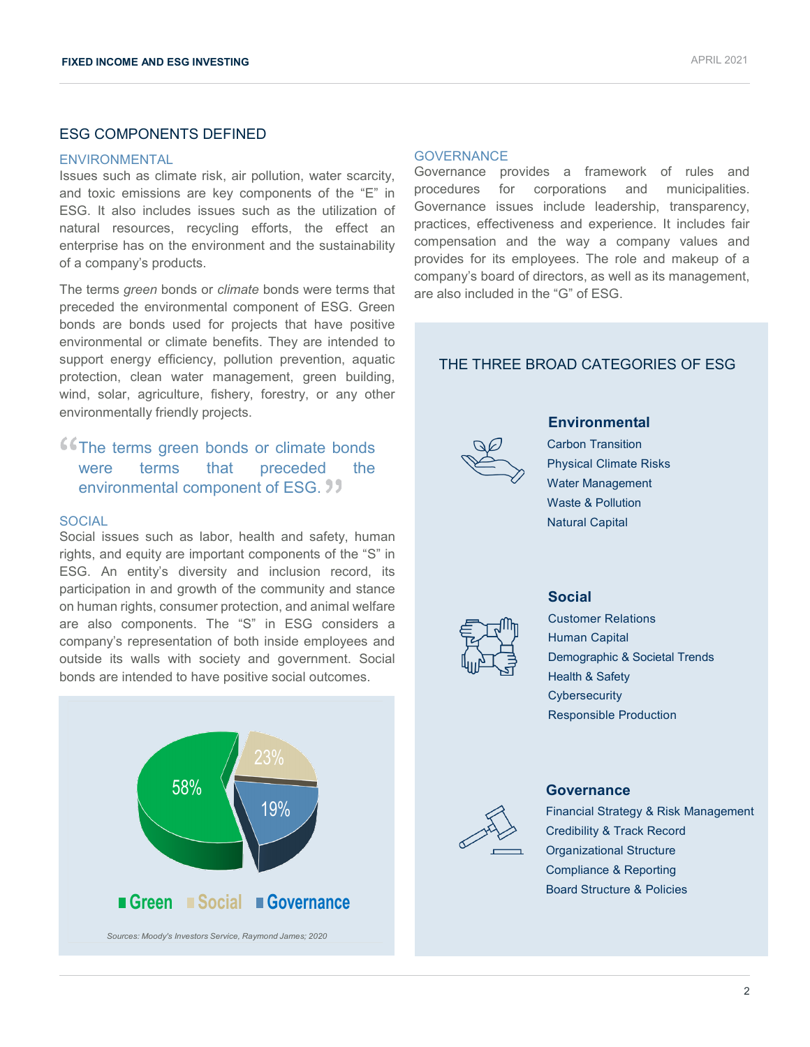## ESG COMPONENTS DEFINED

### ENVIRONMENTAL

Issues such as climate risk, air pollution, water scarcity, and toxic emissions are key components of the "E" in ESG. It also includes issues such as the utilization of natural resources, recycling efforts, the effect an enterprise has on the environment and the sustainability of a company's products.

The terms *green* bonds or *climate* bonds were terms that preceded the environmental component of ESG. Green bonds are bonds used for projects that have positive environmental or climate benefits. They are intended to support energy efficiency, pollution prevention, aquatic protection, clean water management, green building, wind, solar, agriculture, fishery, forestry, or any other environmentally friendly projects.

> "The terms green bonds or climate bonds were terms that preceded the environmental component of ESG."

### SOCIAL

Social issues such as labor, health and safety, human rights, and equity are important components of the "S" in ESG. An entity's diversity and inclusion record, its participation in and growth of the community and stance on human rights, consumer protection, and animal welfare are also components. The "S" in ESG considers a company's representation of both inside employees and outside its walls with society and government. Social bonds are intended to have positive social outcomes.

58% Green, 23% Social, 19% Governance

Sources: Moody's Investors Service, Raymond James; 2020

### GOVERNANCE

Governance provides a framework of rules and procedures for corporations and municipalities. Governance issues include leadership, transparency, practices, effectiveness and experience. It includes fair compensation and the way a company values and provides for its employees. The role and makeup of a company's board of directors, as well as its management, are also included in the "G" of ESG.

## THE THREE BROAD CATEGORIES OF ESG

**Environmental**
- Carbon Transition
- Physical Climate Risks
- Water Management
- Waste & Pollution
- Natural Capital

**Social**
- Customer Relations
- Human Capital
- Demographic & Societal Trends
- Health & Safety
- Cybersecurity
- Responsible Production

**Governance**
- Financial Strategy & Risk Management
- Credibility & Track Record
- Organizational Structure
- Compliance & Reporting
- Board Structure & Policies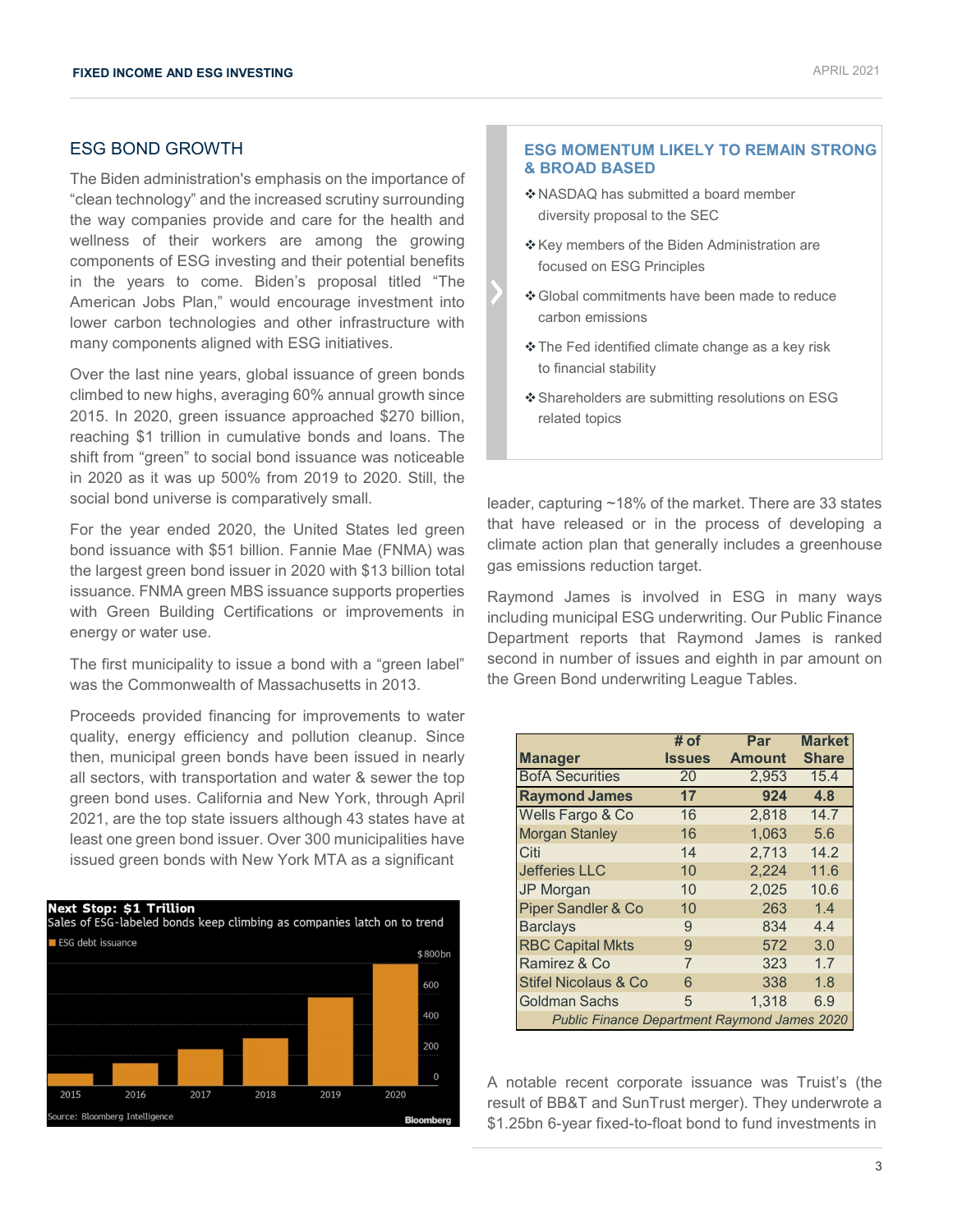## ESG BOND GROWTH

The Biden administration's emphasis on the importance of "clean technology" and the increased scrutiny surrounding the way companies provide and care for the health and wellness of their workers are among the growing components of ESG investing and their potential benefits in the years to come. Biden's proposal titled "The American Jobs Plan," would encourage investment into lower carbon technologies and other infrastructure with many components aligned with ESG initiatives.

Over the last nine years, global issuance of green bonds climbed to new highs, averaging 60% annual growth since 2015. In 2020, green issuance approached $270 billion, reaching $1 trillion in cumulative bonds and loans. The shift from "green" to social bond issuance was noticeable in 2020 as it was up 500% from 2019 to 2020. Still, the social bond universe is comparatively small.

For the year ended 2020, the United States led green bond issuance with $51 billion. Fannie Mae (FNMA) was the largest green bond issuer in 2020 with $13 billion total issuance. FNMA green MBS issuance supports properties with Green Building Certifications or improvements in energy or water use.

The first municipality to issue a bond with a "green label" was the Commonwealth of Massachusetts in 2013.

Proceeds provided financing for improvements to water quality, energy efficiency and pollution cleanup. Since then, municipal green bonds have been issued in nearly all sectors, with transportation and water & sewer the top green bond uses. California and New York, through April 2021, are the top state issuers although 43 states have at least one green bond issuer. Over 300 municipalities have issued green bonds with New York MTA as a significant leader, capturing ~18% of the market. There are 33 states that have released or in the process of developing a climate action plan that generally includes a greenhouse gas emissions reduction target.

**Next Stop: $1 Trillion**
Sales of ESG-labeled bonds keep climbing as companies latch on to trend

Source: Bloomberg Intelligence

### ESG MOMENTUM LIKELY TO REMAIN STRONG & BROAD BASED

- NASDAQ has submitted a board member diversity proposal to the SEC
- Key members of the Biden Administration are focused on ESG Principles
- Global commitments have been made to reduce carbon emissions
- The Fed identified climate change as a key risk to financial stability
- Shareholders are submitting resolutions on ESG related topics

Raymond James is involved in ESG in many ways including municipal ESG underwriting. Our Public Finance Department reports that Raymond James is ranked second in number of issues and eighth in par amount on the Green Bond underwriting League Tables.

| Manager | # of Issues | Par Amount | Market Share |
|---|---|---|---|
| BofA Securities | 20 | 2,953 | 15.4 |
| **Raymond James** | **17** | **924** | **4.8** |
| Wells Fargo & Co | 16 | 2,818 | 14.7 |
| Morgan Stanley | 16 | 1,063 | 5.6 |
| Citi | 14 | 2,713 | 14.2 |
| Jefferies LLC | 10 | 2,224 | 11.6 |
| JP Morgan | 10 | 2,025 | 10.6 |
| Piper Sandler & Co | 10 | 263 | 1.4 |
| Barclays | 9 | 834 | 4.4 |
| RBC Capital Mkts | 9 | 572 | 3.0 |
| Ramirez & Co | 7 | 323 | 1.7 |
| Stifel Nicolaus & Co | 6 | 338 | 1.8 |
| Goldman Sachs | 5 | 1,318 | 6.9 |

*Public Finance Department Raymond James 2020*

A notable recent corporate issuance was Truist's (the result of BB&T and SunTrust merger). They underwrote a $1.25bn 6-year fixed-to-float bond to fund investments in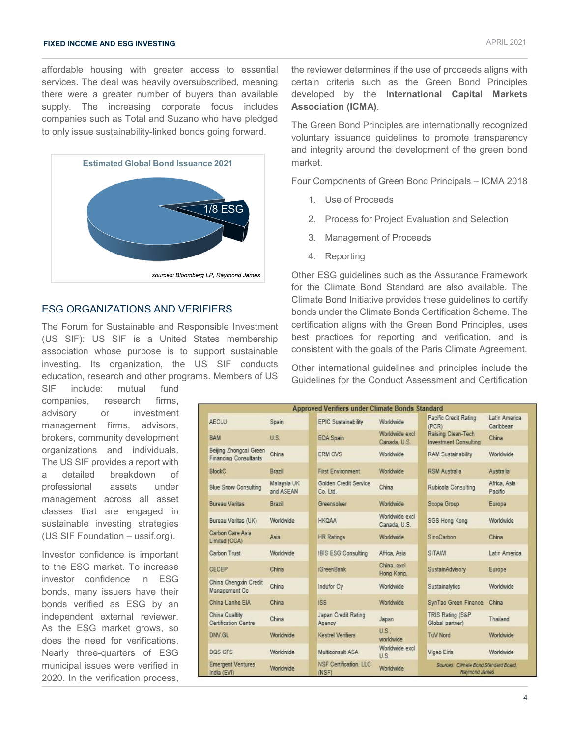affordable housing with greater access to essential services. The deal was heavily oversubscribed, meaning there were a greater number of buyers than available supply. The increasing corporate focus includes companies such as Total and Suzano who have pledged to only issue sustainability-linked bonds going forward.

**Estimated Global Bond Issuance 2021**

1/8 ESG

*sources: Bloomberg LP, Raymond James*

## ESG ORGANIZATIONS AND VERIFIERS

The Forum for Sustainable and Responsible Investment (US SIF): US SIF is a United States membership association whose purpose is to support sustainable investing. Its organization, the US SIF conducts education, research and other programs. Members of US SIF include: mutual fund companies, research firms, advisory or investment management firms, advisors, brokers, community development organizations and individuals. The US SIF provides a report with a detailed breakdown of professional assets under management across all asset classes that are engaged in sustainable investing strategies (US SIF Foundation – ussif.org).

Investor confidence is important to the ESG market. To increase investor confidence in ESG bonds, many issuers have their bonds verified as ESG by an independent external reviewer. As the ESG market grows, so does the need for verifications. Nearly three-quarters of ESG municipal issues were verified in 2020. In the verification process, the reviewer determines if the use of proceeds aligns with certain criteria such as the Green Bond Principles developed by the **International Capital Markets Association (ICMA)**.

The Green Bond Principles are internationally recognized voluntary issuance guidelines to promote transparency and integrity around the development of the green bond market.

Four Components of Green Bond Principals – ICMA 2018

1. Use of Proceeds
2. Process for Project Evaluation and Selection
3. Management of Proceeds
4. Reporting

Other ESG guidelines such as the Assurance Framework for the Climate Bond Standard are also available. The Climate Bond Initiative provides these guidelines to certify bonds under the Climate Bonds Certification Scheme. The certification aligns with the Green Bond Principles, uses best practices for reporting and verification, and is consistent with the goals of the Paris Climate Agreement.

Other international guidelines and principles include the Guidelines for the Conduct Assessment and Certification

**Approved Verifiers under Climate Bonds Standard**

| | | | | | |
|---|---|---|---|---|---|
| AECLU | Spain | EPIC Sustainability | Worldwide | Pacific Credit Rating (PCR) | Latin America Caribbean |
| BAM | U.S. | EQA Spain | Worldwide excl Canada, U.S. | Raising Clean-Tech Investment Consulting | China |
| Beijing Zhongcai Green Financing Consultants | China | ERM CVS | Worldwide | RAM Sustainability | Worldwide |
| BlockC | Brazil | First Environment | Worldwide | RSM Australia | Australia |
| Blue Snow Consulting | Malaysia UK and ASEAN | Golden Credit Service Co. Ltd. | China | Rubicola Consulting | Africa, Asia Pacific |
| Bureau Veritas | Brazil | Greensolver | Worldwide | Scope Group | Europe |
| Bureau Veritas (UK) | Worldwide | HKQAA | Worldwide excl Canada, U.S. | SGS Hong Kong | Worldwide |
| Carbon Care Asia Limited (CCA) | Asia | HR Ratings | Worldwide | SinoCarbon | China |
| Carbon Trust | Worldwide | IBIS ESG Consulting | Africa, Asia | SITAWI | Latin America |
| CECEP | China | iGreenBank | China, excl Hong Kong, | SustainAdvisory | Europe |
| China Chengxin Credit Management Co | China | Indufor Oy | Worldwide | Sustainalytics | Worldwide |
| China Lianhe EIA | China | ISS | Worldwide | SynTao Green Finance | China |
| China Quality Certification Centre | China | Japan Credit Rating Agency | Japan | TRIS Rating (S&P Global partner) | Thailand |
| DNV.GL | Worldwide | Kestrel Verifiers | U.S., worldwide | TuV Nord | Worldwide |
| DQS CFS | Worldwide | Multiconsult ASA | Worldwide excl U.S. | Vigeo Eiris | Worldwide |
| Emergent Ventures India (EVI) | Worldwide | NSF Certification, LLC (NSF) | Worldwide | | |

*Sources: Climate Bond Standard Board, Raymond James*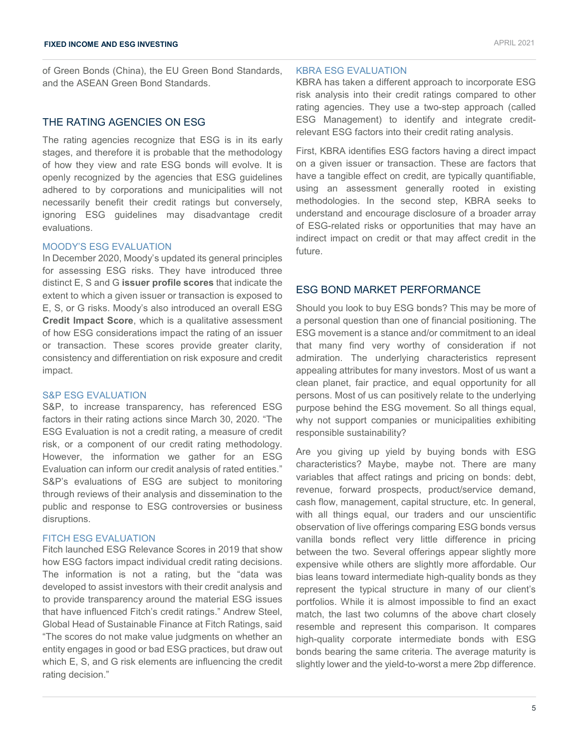of Green Bonds (China), the EU Green Bond Standards, and the ASEAN Green Bond Standards.

## THE RATING AGENCIES ON ESG

The rating agencies recognize that ESG is in its early stages, and therefore it is probable that the methodology of how they view and rate ESG bonds will evolve. It is openly recognized by the agencies that ESG guidelines adhered to by corporations and municipalities will not necessarily benefit their credit ratings but conversely, ignoring ESG guidelines may disadvantage credit evaluations.

### MOODY'S ESG EVALUATION

In December 2020, Moody's updated its general principles for assessing ESG risks. They have introduced three distinct E, S and G **issuer profile scores** that indicate the extent to which a given issuer or transaction is exposed to E, S, or G risks. Moody's also introduced an overall ESG **Credit Impact Score**, which is a qualitative assessment of how ESG considerations impact the rating of an issuer or transaction. These scores provide greater clarity, consistency and differentiation on risk exposure and credit impact.

### S&P ESG EVALUATION

S&P, to increase transparency, has referenced ESG factors in their rating actions since March 30, 2020. "The ESG Evaluation is not a credit rating, a measure of credit risk, or a component of our credit rating methodology. However, the information we gather for an ESG Evaluation can inform our credit analysis of rated entities." S&P's evaluations of ESG are subject to monitoring through reviews of their analysis and dissemination to the public and response to ESG controversies or business disruptions.

### FITCH ESG EVALUATION

Fitch launched ESG Relevance Scores in 2019 that show how ESG factors impact individual credit rating decisions. The information is not a rating, but the "data was developed to assist investors with their credit analysis and to provide transparency around the material ESG issues that have influenced Fitch's credit ratings." Andrew Steel, Global Head of Sustainable Finance at Fitch Ratings, said "The scores do not make value judgments on whether an entity engages in good or bad ESG practices, but draw out which E, S, and G risk elements are influencing the credit rating decision."

### KBRA ESG EVALUATION

KBRA has taken a different approach to incorporate ESG risk analysis into their credit ratings compared to other rating agencies. They use a two-step approach (called ESG Management) to identify and integrate credit-relevant ESG factors into their credit rating analysis.

First, KBRA identifies ESG factors having a direct impact on a given issuer or transaction. These are factors that have a tangible effect on credit, are typically quantifiable, using an assessment generally rooted in existing methodologies. In the second step, KBRA seeks to understand and encourage disclosure of a broader array of ESG-related risks or opportunities that may have an indirect impact on credit or that may affect credit in the future.

## ESG BOND MARKET PERFORMANCE

Should you look to buy ESG bonds? This may be more of a personal question than one of financial positioning. The ESG movement is a stance and/or commitment to an ideal that many find very worthy of consideration if not admiration. The underlying characteristics represent appealing attributes for many investors. Most of us want a clean planet, fair practice, and equal opportunity for all persons. Most of us can positively relate to the underlying purpose behind the ESG movement. So all things equal, why not support companies or municipalities exhibiting responsible sustainability?

Are you giving up yield by buying bonds with ESG characteristics? Maybe, maybe not. There are many variables that affect ratings and pricing on bonds: debt, revenue, forward prospects, product/service demand, cash flow, management, capital structure, etc. In general, with all things equal, our traders and our unscientific observation of live offerings comparing ESG bonds versus vanilla bonds reflect very little difference in pricing between the two. Several offerings appear slightly more expensive while others are slightly more affordable. Our bias leans toward intermediate high-quality bonds as they represent the typical structure in many of our client's portfolios. While it is almost impossible to find an exact match, the last two columns of the above chart closely resemble and represent this comparison. It compares high-quality corporate intermediate bonds with ESG bonds bearing the same criteria. The average maturity is slightly lower and the yield-to-worst a mere 2bp difference.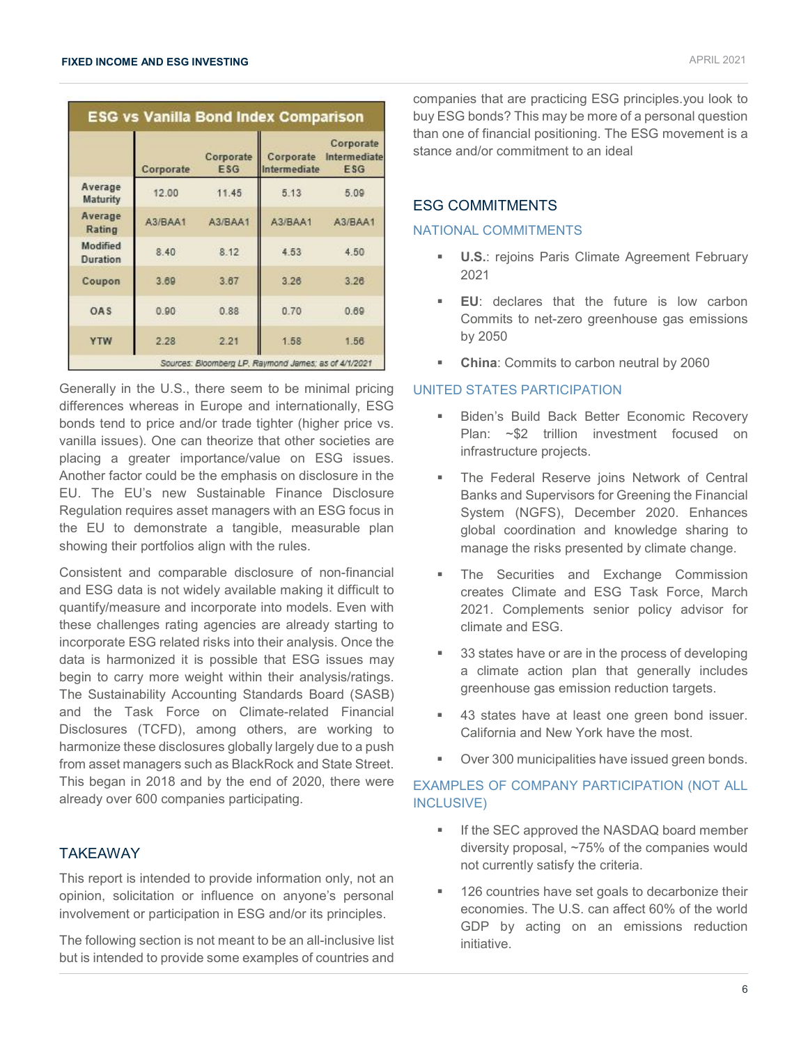**ESG vs Vanilla Bond Index Comparison**

| | Corporate | Corporate ESG | Corporate Intermediate | Corporate Intermediate ESG |
|---|---|---|---|---|
| Average Maturity | 12.00 | 11.45 | 5.13 | 5.09 |
| Average Rating | A3/BAA1 | A3/BAA1 | A3/BAA1 | A3/BAA1 |
| Modified Duration | 8.40 | 8.12 | 4.53 | 4.50 |
| Coupon | 3.69 | 3.67 | 3.26 | 3.26 |
| OAS | 0.90 | 0.88 | 0.70 | 0.69 |
| YTW | 2.28 | 2.21 | 1.58 | 1.56 |

*Sources: Bloomberg LP, Raymond James; as of 4/1/2021*

Generally in the U.S., there seem to be minimal pricing differences whereas in Europe and internationally, ESG bonds tend to price and/or trade tighter (higher price vs. vanilla issues). One can theorize that other societies are placing a greater importance/value on ESG issues. Another factor could be the emphasis on disclosure in the EU. The EU's new Sustainable Finance Disclosure Regulation requires asset managers with an ESG focus in the EU to demonstrate a tangible, measurable plan showing their portfolios align with the rules.

Consistent and comparable disclosure of non-financial and ESG data is not widely available making it difficult to quantify/measure and incorporate into models. Even with these challenges rating agencies are already starting to incorporate ESG related risks into their analysis. Once the data is harmonized it is possible that ESG issues may begin to carry more weight within their analysis/ratings. The Sustainability Accounting Standards Board (SASB) and the Task Force on Climate-related Financial Disclosures (TCFD), among others, are working to harmonize these disclosures globally largely due to a push from asset managers such as BlackRock and State Street. This began in 2018 and by the end of 2020, there were already over 600 companies participating.

## TAKEAWAY

This report is intended to provide information only, not an opinion, solicitation or influence on anyone's personal involvement or participation in ESG and/or its principles.

The following section is not meant to be an all-inclusive list but is intended to provide some examples of countries and companies that are practicing ESG principles.you look to buy ESG bonds? This may be more of a personal question than one of financial positioning. The ESG movement is a stance and/or commitment to an ideal

## ESG COMMITMENTS

### NATIONAL COMMITMENTS

- **U.S.**: rejoins Paris Climate Agreement February 2021
- **EU**: declares that the future is low carbon Commits to net-zero greenhouse gas emissions by 2050
- **China**: Commits to carbon neutral by 2060

### UNITED STATES PARTICIPATION

- Biden's Build Back Better Economic Recovery Plan: ~$2 trillion investment focused on infrastructure projects.
- The Federal Reserve joins Network of Central Banks and Supervisors for Greening the Financial System (NGFS), December 2020. Enhances global coordination and knowledge sharing to manage the risks presented by climate change.
- The Securities and Exchange Commission creates Climate and ESG Task Force, March 2021. Complements senior policy advisor for climate and ESG.
- 33 states have or are in the process of developing a climate action plan that generally includes greenhouse gas emission reduction targets.
- 43 states have at least one green bond issuer. California and New York have the most.
- Over 300 municipalities have issued green bonds.

### EXAMPLES OF COMPANY PARTICIPATION (NOT ALL INCLUSIVE)

- If the SEC approved the NASDAQ board member diversity proposal, ~75% of the companies would not currently satisfy the criteria.
- 126 countries have set goals to decarbonize their economies. The U.S. can affect 60% of the world GDP by acting on an emissions reduction initiative.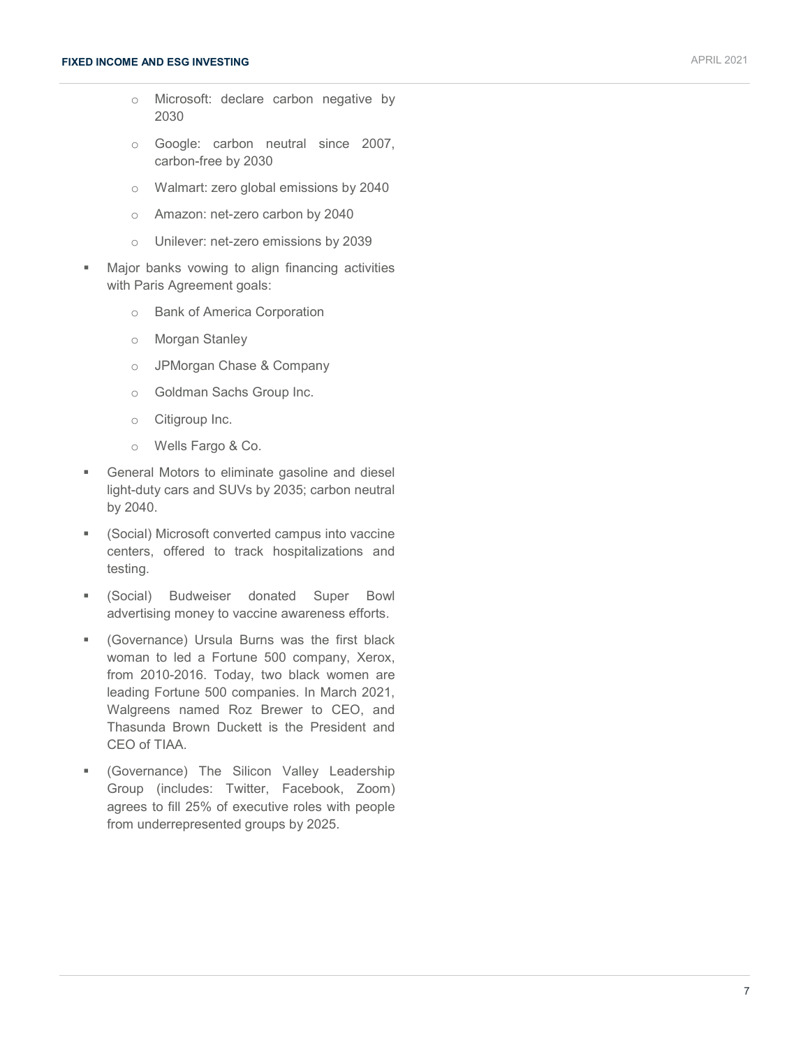- Microsoft: declare carbon negative by 2030
  - Google: carbon neutral since 2007, carbon-free by 2030
  - Walmart: zero global emissions by 2040
  - Amazon: net-zero carbon by 2040
  - Unilever: net-zero emissions by 2039
- Major banks vowing to align financing activities with Paris Agreement goals:
  - Bank of America Corporation
  - Morgan Stanley
  - JPMorgan Chase & Company
  - Goldman Sachs Group Inc.
  - Citigroup Inc.
  - Wells Fargo & Co.
- General Motors to eliminate gasoline and diesel light-duty cars and SUVs by 2035; carbon neutral by 2040.
- (Social) Microsoft converted campus into vaccine centers, offered to track hospitalizations and testing.
- (Social) Budweiser donated Super Bowl advertising money to vaccine awareness efforts.
- (Governance) Ursula Burns was the first black woman to led a Fortune 500 company, Xerox, from 2010-2016. Today, two black women are leading Fortune 500 companies. In March 2021, Walgreens named Roz Brewer to CEO, and Thasunda Brown Duckett is the President and CEO of TIAA.
- (Governance) The Silicon Valley Leadership Group (includes: Twitter, Facebook, Zoom) agrees to fill 25% of executive roles with people from underrepresented groups by 2025.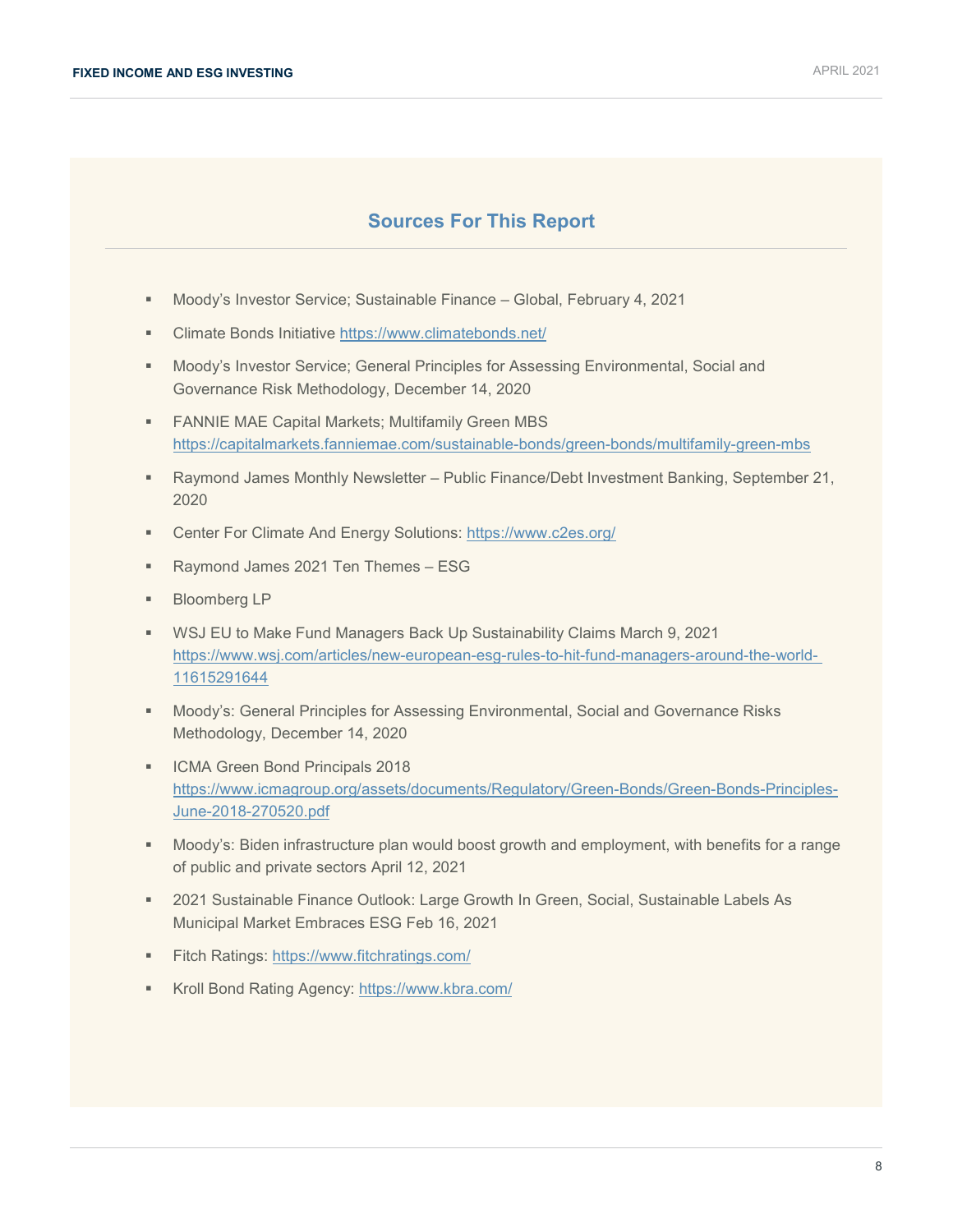## Sources For This Report

- Moody's Investor Service; Sustainable Finance – Global, February 4, 2021
- Climate Bonds Initiative https://www.climatebonds.net/
- Moody's Investor Service; General Principles for Assessing Environmental, Social and Governance Risk Methodology, December 14, 2020
- FANNIE MAE Capital Markets; Multifamily Green MBS https://capitalmarkets.fanniemae.com/sustainable-bonds/green-bonds/multifamily-green-mbs
- Raymond James Monthly Newsletter – Public Finance/Debt Investment Banking, September 21, 2020
- Center For Climate And Energy Solutions: https://www.c2es.org/
- Raymond James 2021 Ten Themes – ESG
- Bloomberg LP
- WSJ EU to Make Fund Managers Back Up Sustainability Claims March 9, 2021 https://www.wsj.com/articles/new-european-esg-rules-to-hit-fund-managers-around-the-world-11615291644
- Moody's: General Principles for Assessing Environmental, Social and Governance Risks Methodology, December 14, 2020
- ICMA Green Bond Principals 2018 https://www.icmagroup.org/assets/documents/Regulatory/Green-Bonds/Green-Bonds-Principles-June-2018-270520.pdf
- Moody's: Biden infrastructure plan would boost growth and employment, with benefits for a range of public and private sectors April 12, 2021
- 2021 Sustainable Finance Outlook: Large Growth In Green, Social, Sustainable Labels As Municipal Market Embraces ESG Feb 16, 2021
- Fitch Ratings: https://www.fitchratings.com/
- Kroll Bond Rating Agency: https://www.kbra.com/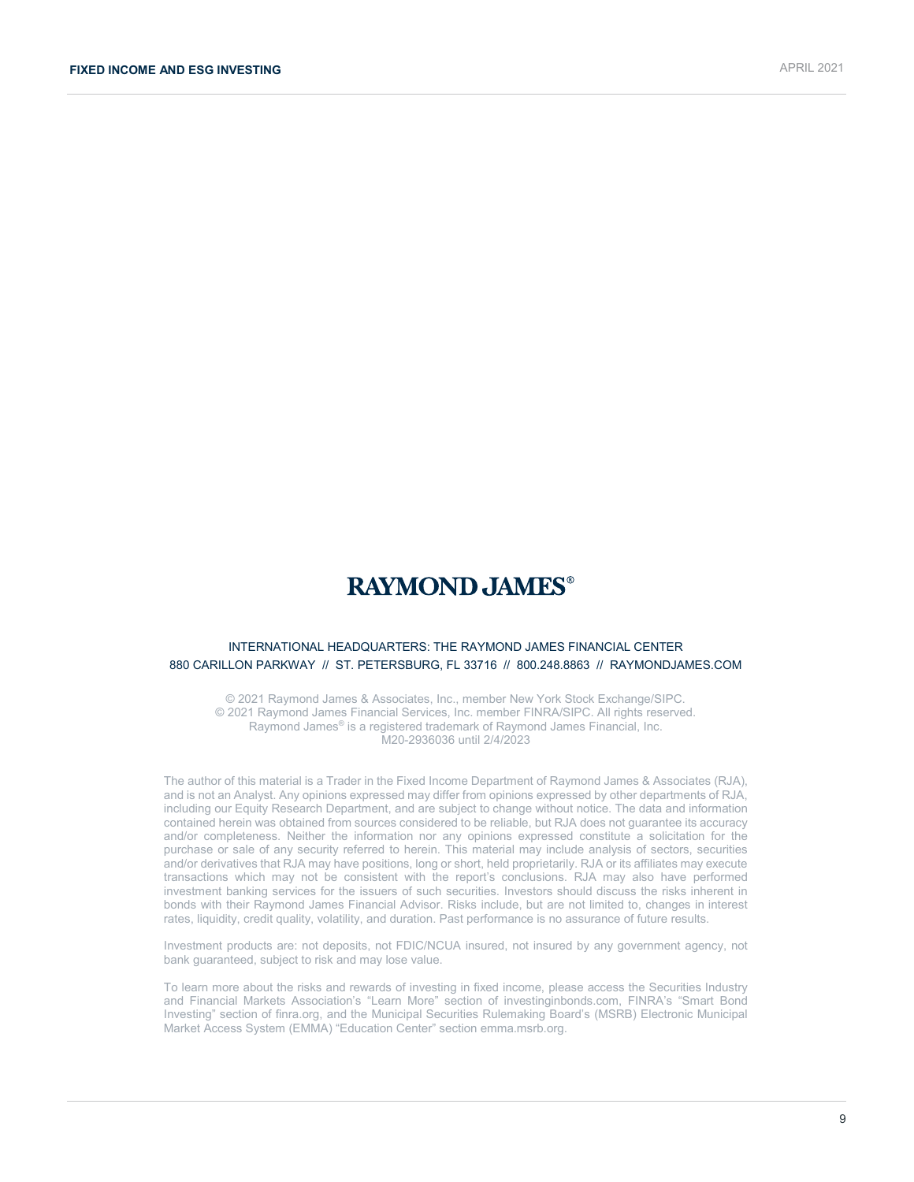**RAYMOND JAMES®**

INTERNATIONAL HEADQUARTERS: THE RAYMOND JAMES FINANCIAL CENTER
880 CARILLON PARKWAY // ST. PETERSBURG, FL 33716 // 800.248.8863 // RAYMONDJAMES.COM

© 2021 Raymond James & Associates, Inc., member New York Stock Exchange/SIPC.
© 2021 Raymond James Financial Services, Inc. member FINRA/SIPC. All rights reserved.
Raymond James® is a registered trademark of Raymond James Financial, Inc.
M20-2936036 until 2/4/2023

The author of this material is a Trader in the Fixed Income Department of Raymond James & Associates (RJA), and is not an Analyst. Any opinions expressed may differ from opinions expressed by other departments of RJA, including our Equity Research Department, and are subject to change without notice. The data and information contained herein was obtained from sources considered to be reliable, but RJA does not guarantee its accuracy and/or completeness. Neither the information nor any opinions expressed constitute a solicitation for the purchase or sale of any security referred to herein. This material may include analysis of sectors, securities and/or derivatives that RJA may have positions, long or short, held proprietarily. RJA or its affiliates may execute transactions which may not be consistent with the report's conclusions. RJA may also have performed investment banking services for the issuers of such securities. Investors should discuss the risks inherent in bonds with their Raymond James Financial Advisor. Risks include, but are not limited to, changes in interest rates, liquidity, credit quality, volatility, and duration. Past performance is no assurance of future results.

Investment products are: not deposits, not FDIC/NCUA insured, not insured by any government agency, not bank guaranteed, subject to risk and may lose value.

To learn more about the risks and rewards of investing in fixed income, please access the Securities Industry and Financial Markets Association's "Learn More" section of investinginbonds.com, FINRA's "Smart Bond Investing" section of finra.org, and the Municipal Securities Rulemaking Board's (MSRB) Electronic Municipal Market Access System (EMMA) "Education Center" section emma.msrb.org.